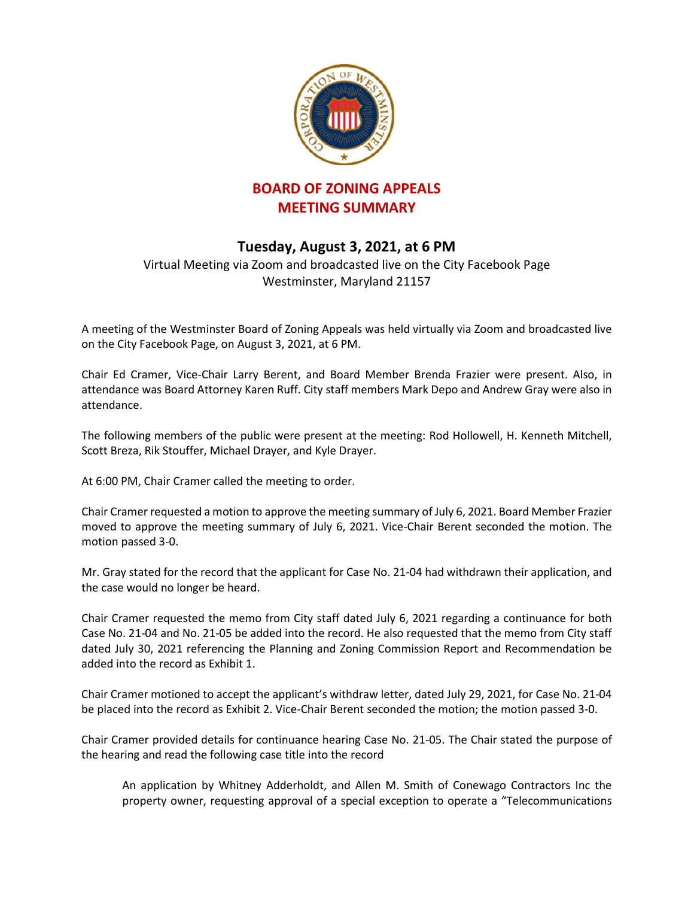# BOARD OF ZONING APPEALS
# MEETING SUMMARY

## Tuesday, August 3, 2021, at 6 PM

Virtual Meeting via Zoom and broadcasted live on the City Facebook Page
Westminster, Maryland 21157

A meeting of the Westminster Board of Zoning Appeals was held virtually via Zoom and broadcasted live on the City Facebook Page, on August 3, 2021, at 6 PM.

Chair Ed Cramer, Vice-Chair Larry Berent, and Board Member Brenda Frazier were present. Also, in attendance was Board Attorney Karen Ruff. City staff members Mark Depo and Andrew Gray were also in attendance.

The following members of the public were present at the meeting: Rod Hollowell, H. Kenneth Mitchell, Scott Breza, Rik Stouffer, Michael Drayer, and Kyle Drayer.

At 6:00 PM, Chair Cramer called the meeting to order.

Chair Cramer requested a motion to approve the meeting summary of July 6, 2021. Board Member Frazier moved to approve the meeting summary of July 6, 2021. Vice-Chair Berent seconded the motion. The motion passed 3-0.

Mr. Gray stated for the record that the applicant for Case No. 21-04 had withdrawn their application, and the case would no longer be heard.

Chair Cramer requested the memo from City staff dated July 6, 2021 regarding a continuance for both Case No. 21-04 and No. 21-05 be added into the record. He also requested that the memo from City staff dated July 30, 2021 referencing the Planning and Zoning Commission Report and Recommendation be added into the record as Exhibit 1.

Chair Cramer motioned to accept the applicant's withdraw letter, dated July 29, 2021, for Case No. 21-04 be placed into the record as Exhibit 2. Vice-Chair Berent seconded the motion; the motion passed 3-0.

Chair Cramer provided details for continuance hearing Case No. 21-05. The Chair stated the purpose of the hearing and read the following case title into the record

> An application by Whitney Adderholdt, and Allen M. Smith of Conewago Contractors Inc the property owner, requesting approval of a special exception to operate a "Telecommunications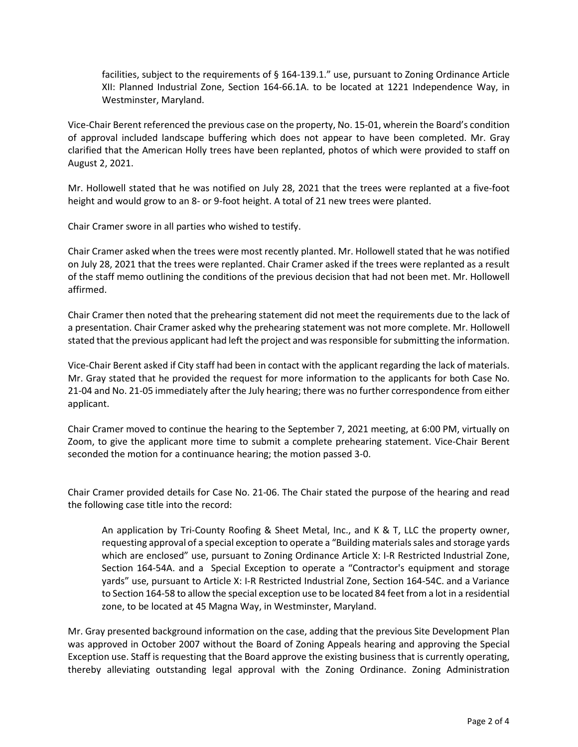facilities, subject to the requirements of § 164-139.1." use, pursuant to Zoning Ordinance Article XII: Planned Industrial Zone, Section 164-66.1A. to be located at 1221 Independence Way, in Westminster, Maryland.

Vice-Chair Berent referenced the previous case on the property, No. 15-01, wherein the Board's condition of approval included landscape buffering which does not appear to have been completed. Mr. Gray clarified that the American Holly trees have been replanted, photos of which were provided to staff on August 2, 2021.

Mr. Hollowell stated that he was notified on July 28, 2021 that the trees were replanted at a five-foot height and would grow to an 8- or 9-foot height. A total of 21 new trees were planted.

Chair Cramer swore in all parties who wished to testify.

Chair Cramer asked when the trees were most recently planted. Mr. Hollowell stated that he was notified on July 28, 2021 that the trees were replanted. Chair Cramer asked if the trees were replanted as a result of the staff memo outlining the conditions of the previous decision that had not been met. Mr. Hollowell affirmed.

Chair Cramer then noted that the prehearing statement did not meet the requirements due to the lack of a presentation. Chair Cramer asked why the prehearing statement was not more complete. Mr. Hollowell stated that the previous applicant had left the project and was responsible for submitting the information.

Vice-Chair Berent asked if City staff had been in contact with the applicant regarding the lack of materials. Mr. Gray stated that he provided the request for more information to the applicants for both Case No. 21-04 and No. 21-05 immediately after the July hearing; there was no further correspondence from either applicant.

Chair Cramer moved to continue the hearing to the September 7, 2021 meeting, at 6:00 PM, virtually on Zoom, to give the applicant more time to submit a complete prehearing statement. Vice-Chair Berent seconded the motion for a continuance hearing; the motion passed 3-0.

Chair Cramer provided details for Case No. 21-06. The Chair stated the purpose of the hearing and read the following case title into the record:

> An application by Tri-County Roofing & Sheet Metal, Inc., and K & T, LLC the property owner, requesting approval of a special exception to operate a "Building materials sales and storage yards which are enclosed" use, pursuant to Zoning Ordinance Article X: I-R Restricted Industrial Zone, Section 164-54A. and a Special Exception to operate a "Contractor's equipment and storage yards" use, pursuant to Article X: I-R Restricted Industrial Zone, Section 164-54C. and a Variance to Section 164-58 to allow the special exception use to be located 84 feet from a lot in a residential zone, to be located at 45 Magna Way, in Westminster, Maryland.

Mr. Gray presented background information on the case, adding that the previous Site Development Plan was approved in October 2007 without the Board of Zoning Appeals hearing and approving the Special Exception use. Staff is requesting that the Board approve the existing business that is currently operating, thereby alleviating outstanding legal approval with the Zoning Ordinance. Zoning Administration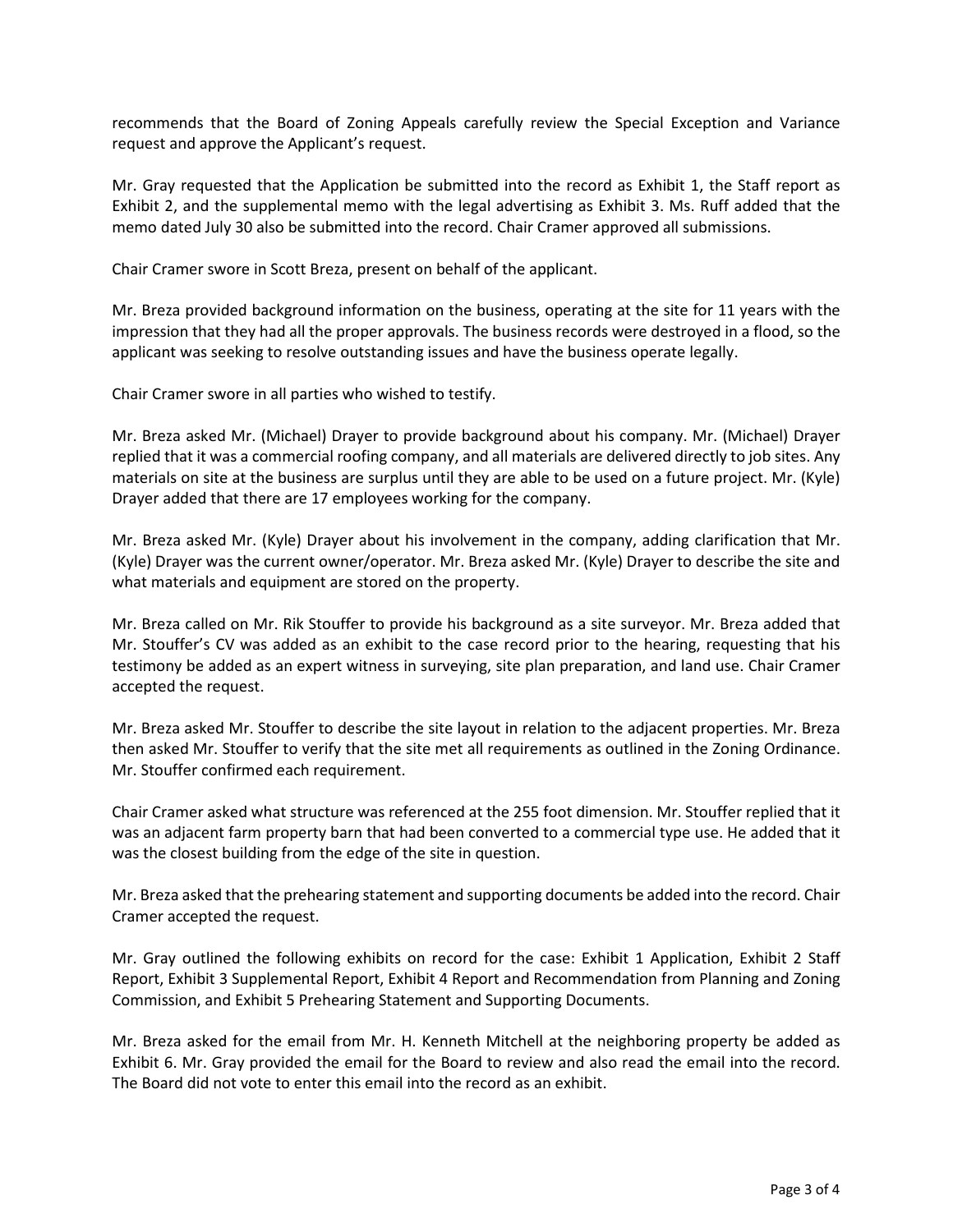recommends that the Board of Zoning Appeals carefully review the Special Exception and Variance request and approve the Applicant's request.

Mr. Gray requested that the Application be submitted into the record as Exhibit 1, the Staff report as Exhibit 2, and the supplemental memo with the legal advertising as Exhibit 3. Ms. Ruff added that the memo dated July 30 also be submitted into the record. Chair Cramer approved all submissions.

Chair Cramer swore in Scott Breza, present on behalf of the applicant.

Mr. Breza provided background information on the business, operating at the site for 11 years with the impression that they had all the proper approvals. The business records were destroyed in a flood, so the applicant was seeking to resolve outstanding issues and have the business operate legally.

Chair Cramer swore in all parties who wished to testify.

Mr. Breza asked Mr. (Michael) Drayer to provide background about his company. Mr. (Michael) Drayer replied that it was a commercial roofing company, and all materials are delivered directly to job sites. Any materials on site at the business are surplus until they are able to be used on a future project. Mr. (Kyle) Drayer added that there are 17 employees working for the company.

Mr. Breza asked Mr. (Kyle) Drayer about his involvement in the company, adding clarification that Mr. (Kyle) Drayer was the current owner/operator. Mr. Breza asked Mr. (Kyle) Drayer to describe the site and what materials and equipment are stored on the property.

Mr. Breza called on Mr. Rik Stouffer to provide his background as a site surveyor. Mr. Breza added that Mr. Stouffer's CV was added as an exhibit to the case record prior to the hearing, requesting that his testimony be added as an expert witness in surveying, site plan preparation, and land use. Chair Cramer accepted the request.

Mr. Breza asked Mr. Stouffer to describe the site layout in relation to the adjacent properties. Mr. Breza then asked Mr. Stouffer to verify that the site met all requirements as outlined in the Zoning Ordinance. Mr. Stouffer confirmed each requirement.

Chair Cramer asked what structure was referenced at the 255 foot dimension. Mr. Stouffer replied that it was an adjacent farm property barn that had been converted to a commercial type use. He added that it was the closest building from the edge of the site in question.

Mr. Breza asked that the prehearing statement and supporting documents be added into the record. Chair Cramer accepted the request.

Mr. Gray outlined the following exhibits on record for the case: Exhibit 1 Application, Exhibit 2 Staff Report, Exhibit 3 Supplemental Report, Exhibit 4 Report and Recommendation from Planning and Zoning Commission, and Exhibit 5 Prehearing Statement and Supporting Documents.

Mr. Breza asked for the email from Mr. H. Kenneth Mitchell at the neighboring property be added as Exhibit 6. Mr. Gray provided the email for the Board to review and also read the email into the record. The Board did not vote to enter this email into the record as an exhibit.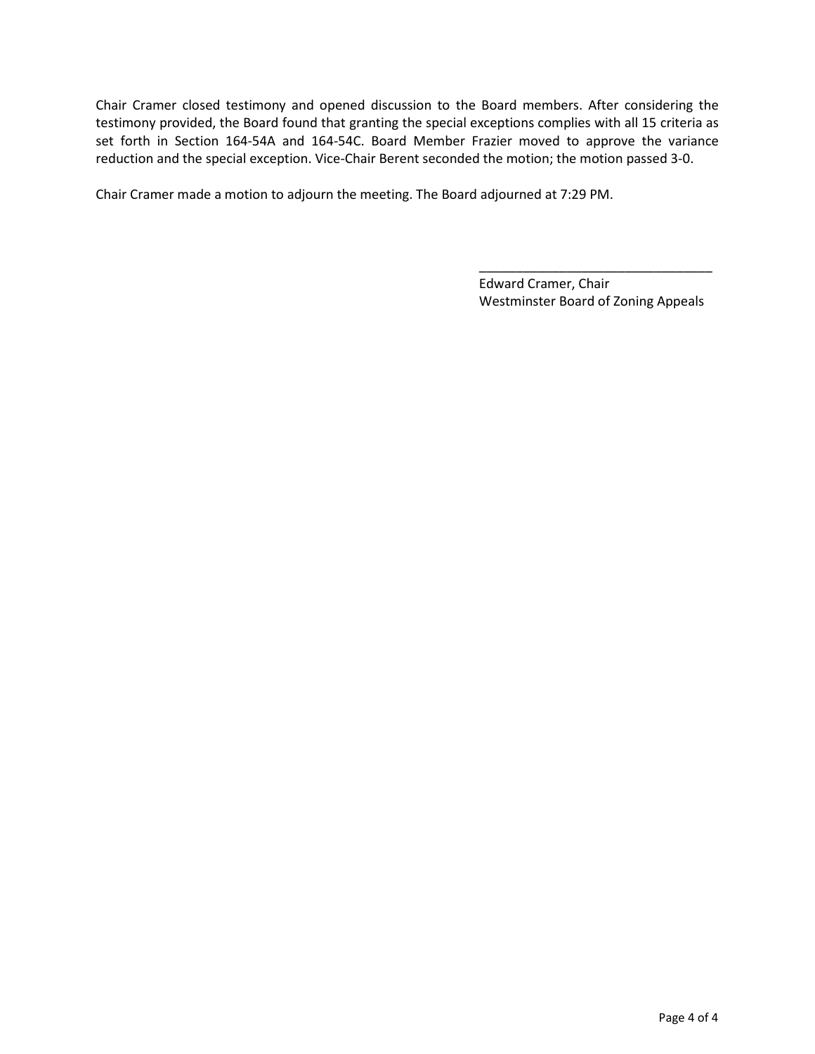Chair Cramer closed testimony and opened discussion to the Board members. After considering the testimony provided, the Board found that granting the special exceptions complies with all 15 criteria as set forth in Section 164-54A and 164-54C. Board Member Frazier moved to approve the variance reduction and the special exception. Vice-Chair Berent seconded the motion; the motion passed 3-0.

Chair Cramer made a motion to adjourn the meeting. The Board adjourned at 7:29 PM.

_________________________________

Edward Cramer, Chair
Westminster Board of Zoning Appeals